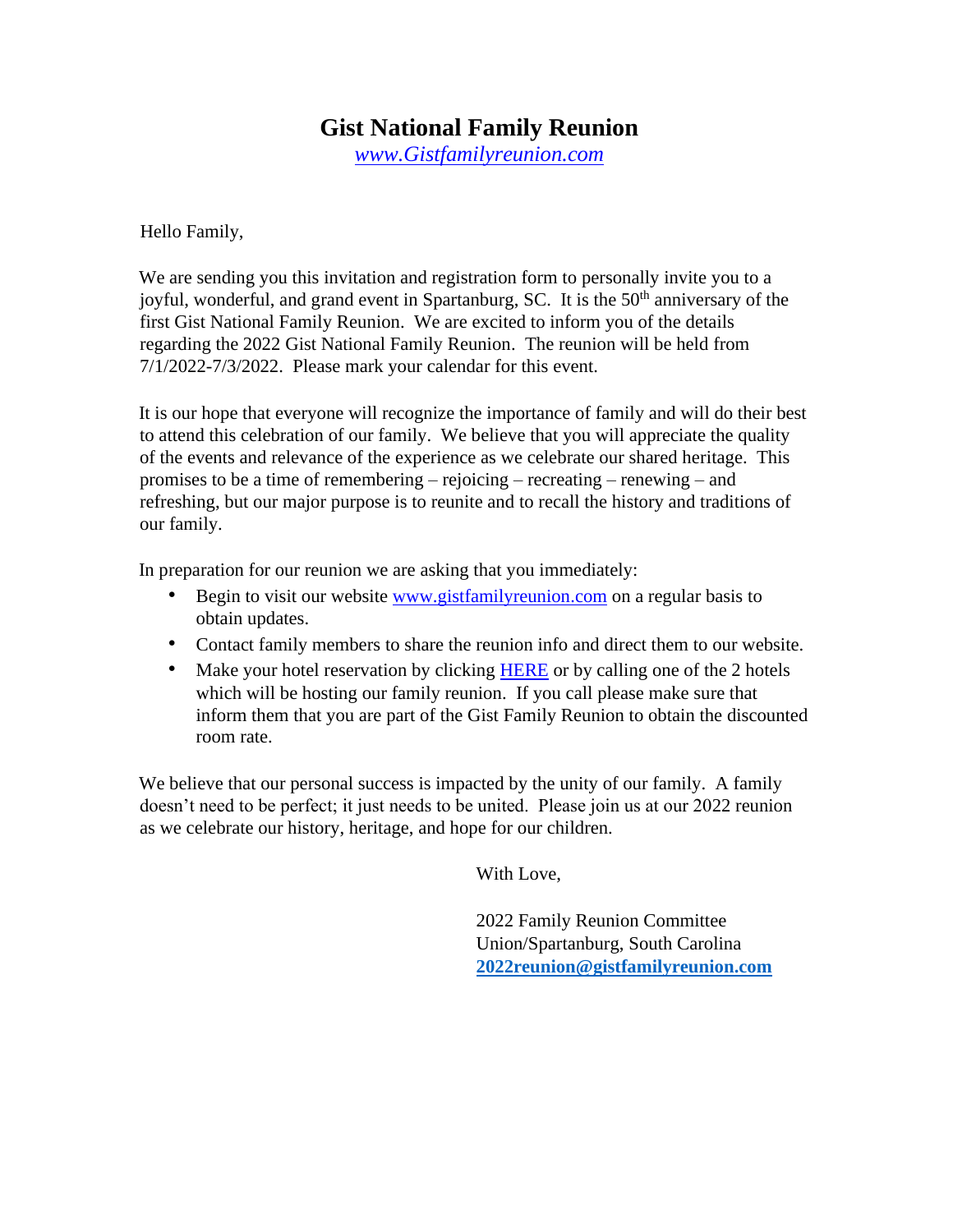# Gist National Family Reunion

*www.Gistfamilyreunion.com*

Hello Family,

We are sending you this invitation and registration form to personally invite you to a joyful, wonderful, and grand event in Spartanburg, SC. It is the 50th anniversary of the first Gist National Family Reunion. We are excited to inform you of the details regarding the 2022 Gist National Family Reunion. The reunion will be held from 7/1/2022-7/3/2022. Please mark your calendar for this event.

It is our hope that everyone will recognize the importance of family and will do their best to attend this celebration of our family. We believe that you will appreciate the quality of the events and relevance of the experience as we celebrate our shared heritage. This promises to be a time of remembering – rejoicing – recreating – renewing – and refreshing, but our major purpose is to reunite and to recall the history and traditions of our family.

In preparation for our reunion we are asking that you immediately:

- Begin to visit our website www.gistfamilyreunion.com on a regular basis to obtain updates.
- Contact family members to share the reunion info and direct them to our website.
- Make your hotel reservation by clicking HERE or by calling one of the 2 hotels which will be hosting our family reunion. If you call please make sure that inform them that you are part of the Gist Family Reunion to obtain the discounted room rate.

We believe that our personal success is impacted by the unity of our family. A family doesn't need to be perfect; it just needs to be united. Please join us at our 2022 reunion as we celebrate our history, heritage, and hope for our children.

With Love,

2022 Family Reunion Committee
Union/Spartanburg, South Carolina
**2022reunion@gistfamilyreunion.com**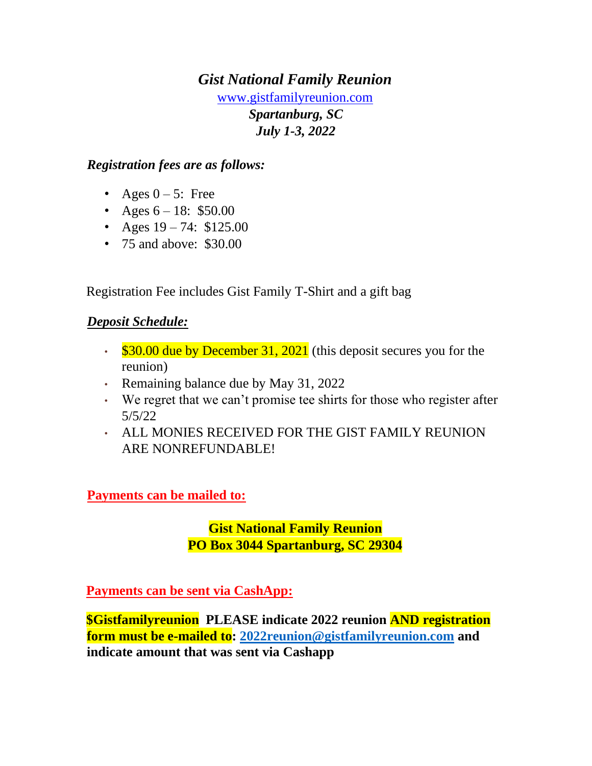# *Gist National Family Reunion*

www.gistfamilyreunion.com

***Spartanburg, SC***

***July 1-3, 2022***

***Registration fees are as follows:***

- Ages 0 – 5: Free
- Ages 6 – 18: $50.00
- Ages 19 – 74: $125.00
- 75 and above: $30.00

Registration Fee includes Gist Family T-Shirt and a gift bag

***Deposit Schedule:***

- $30.00 due by December 31, 2021 (this deposit secures you for the reunion)
- Remaining balance due by May 31, 2022
- We regret that we can't promise tee shirts for those who register after 5/5/22
- ALL MONIES RECEIVED FOR THE GIST FAMILY REUNION ARE NONREFUNDABLE!

**Payments can be mailed to:**

**Gist National Family Reunion**
**PO Box 3044 Spartanburg, SC 29304**

**Payments can be sent via CashApp:**

**$Gistfamilyreunion PLEASE indicate 2022 reunion AND registration form must be e-mailed to: 2022reunion@gistfamilyreunion.com and indicate amount that was sent via Cashapp**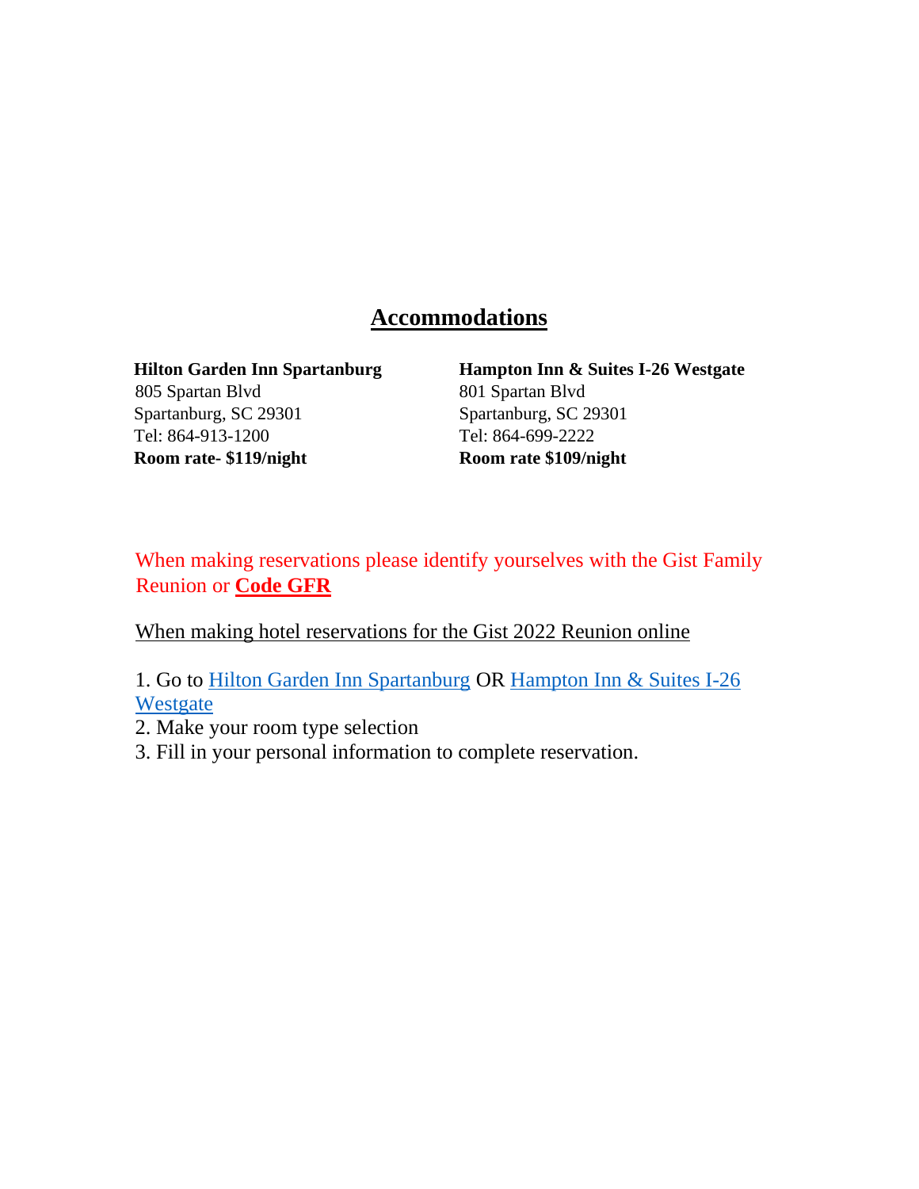# Accommodations

**Hilton Garden Inn Spartanburg**
805 Spartan Blvd
Spartanburg, SC 29301
Tel: 864-913-1200
**Room rate- $119/night**

**Hampton Inn & Suites I-26 Westgate**
801 Spartan Blvd
Spartanburg, SC 29301
Tel: 864-699-2222
**Room rate $109/night**

When making reservations please identify yourselves with the Gist Family Reunion or **Code GFR**

When making hotel reservations for the Gist 2022 Reunion online

1. Go to Hilton Garden Inn Spartanburg OR Hampton Inn & Suites I-26 Westgate
2. Make your room type selection
3. Fill in your personal information to complete reservation.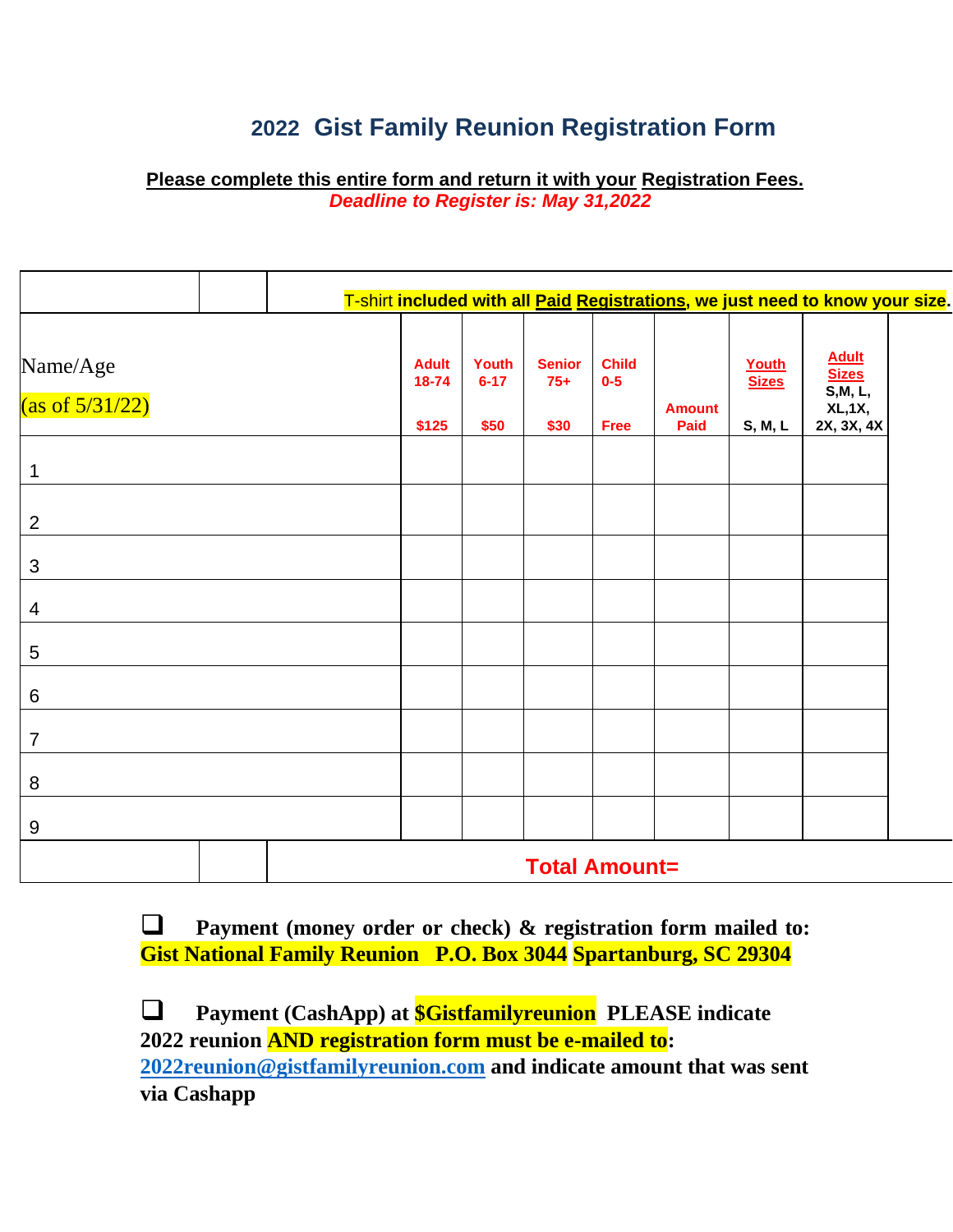# 2022 Gist Family Reunion Registration Form

**Please complete this entire form and return it with your Registration Fees.**

***Deadline to Register is: May 31,2022***

| T-shirt **included with all Paid Registrations, we just need to know your size.** | | | | | | | |
|---|---|---|---|---|---|---|---|
| Name/Age (as of 5/31/22) | Adult 18-74 $125 | Youth 6-17 $50 | Senior 75+ $30 | Child 0-5 Free | Amount Paid | Youth Sizes S, M, L | Adult Sizes S,M, L, XL,1X, 2X, 3X, 4X |
| 1 | | | | | | | |
| 2 | | | | | | | |
| 3 | | | | | | | |
| 4 | | | | | | | |
| 5 | | | | | | | |
| 6 | | | | | | | |
| 7 | | | | | | | |
| 8 | | | | | | | |
| 9 | | | | | | | |
| **Total Amount=** | | | | | | | |

- ❑ **Payment (money order or check) & registration form mailed to: Gist National Family Reunion P.O. Box 3044 Spartanburg, SC 29304**

- ❑ **Payment (CashApp) at $Gistfamilyreunion PLEASE indicate 2022 reunion AND registration form must be e-mailed to: 2022reunion@gistfamilyreunion.com and indicate amount that was sent via Cashapp**